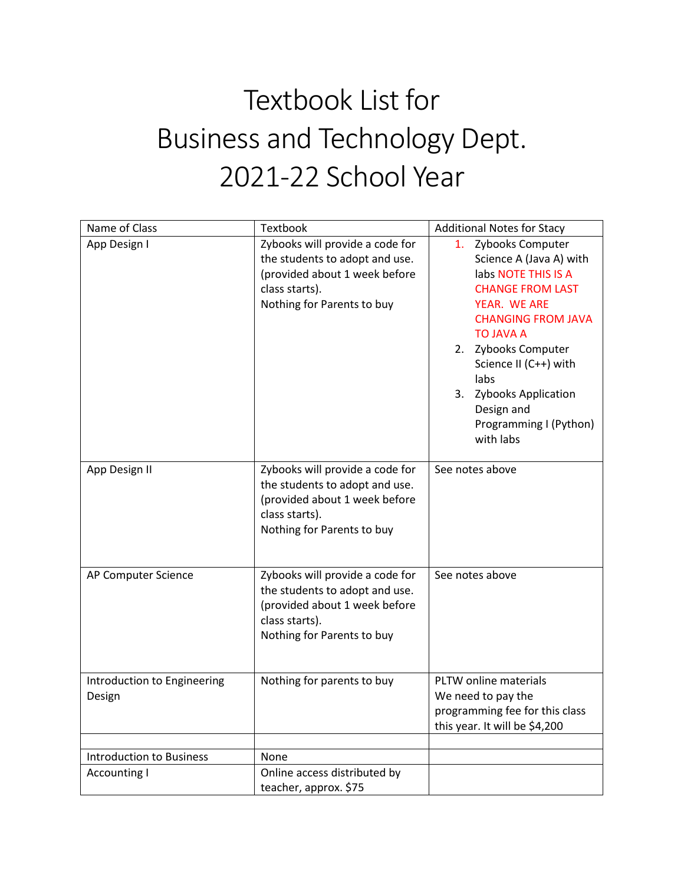# Textbook List for Business and Technology Dept. 2021-22 School Year

| Name of Class | Textbook | Additional Notes for Stacy |
|---|---|---|
| App Design I | Zybooks will provide a code for the students to adopt and use. (provided about 1 week before class starts).<br>Nothing for Parents to buy | 1. Zybooks Computer Science A (Java A) with labs NOTE THIS IS A CHANGE FROM LAST YEAR. WE ARE CHANGING FROM JAVA TO JAVA A<br>2. Zybooks Computer Science II (C++) with labs<br>3. Zybooks Application Design and Programming I (Python) with labs |
| App Design II | Zybooks will provide a code for the students to adopt and use. (provided about 1 week before class starts).<br>Nothing for Parents to buy | See notes above |
| AP Computer Science | Zybooks will provide a code for the students to adopt and use. (provided about 1 week before class starts).<br>Nothing for Parents to buy | See notes above |
| Introduction to Engineering Design | Nothing for parents to buy | PLTW online materials<br>We need to pay the programming fee for this class this year. It will be $4,200 |
| | | |
| Introduction to Business | None | |
| Accounting I | Online access distributed by teacher, approx. $75 | |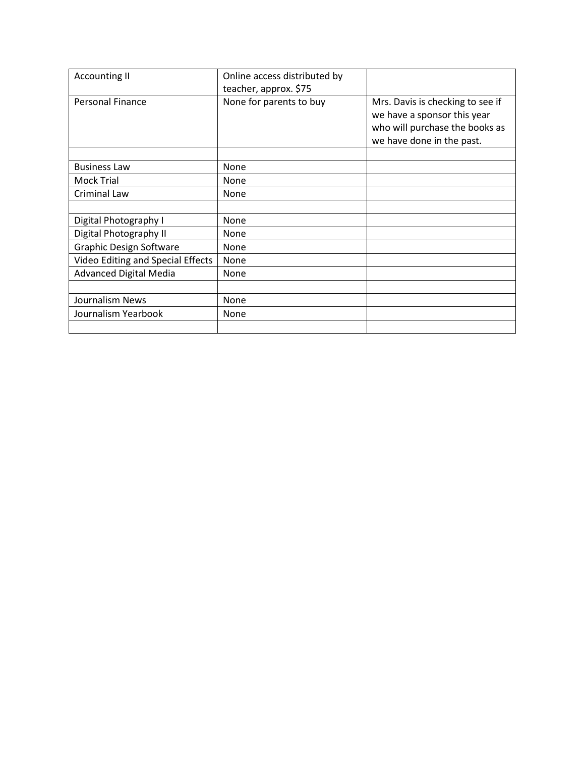| | | |
|---|---|---|
| Accounting II | Online access distributed by teacher, approx. $75 | |
| Personal Finance | None for parents to buy | Mrs. Davis is checking to see if we have a sponsor this year who will purchase the books as we have done in the past. |
| | | |
| Business Law | None | |
| Mock Trial | None | |
| Criminal Law | None | |
| | | |
| Digital Photography I | None | |
| Digital Photography II | None | |
| Graphic Design Software | None | |
| Video Editing and Special Effects | None | |
| Advanced Digital Media | None | |
| | | |
| Journalism News | None | |
| Journalism Yearbook | None | |
| | | |